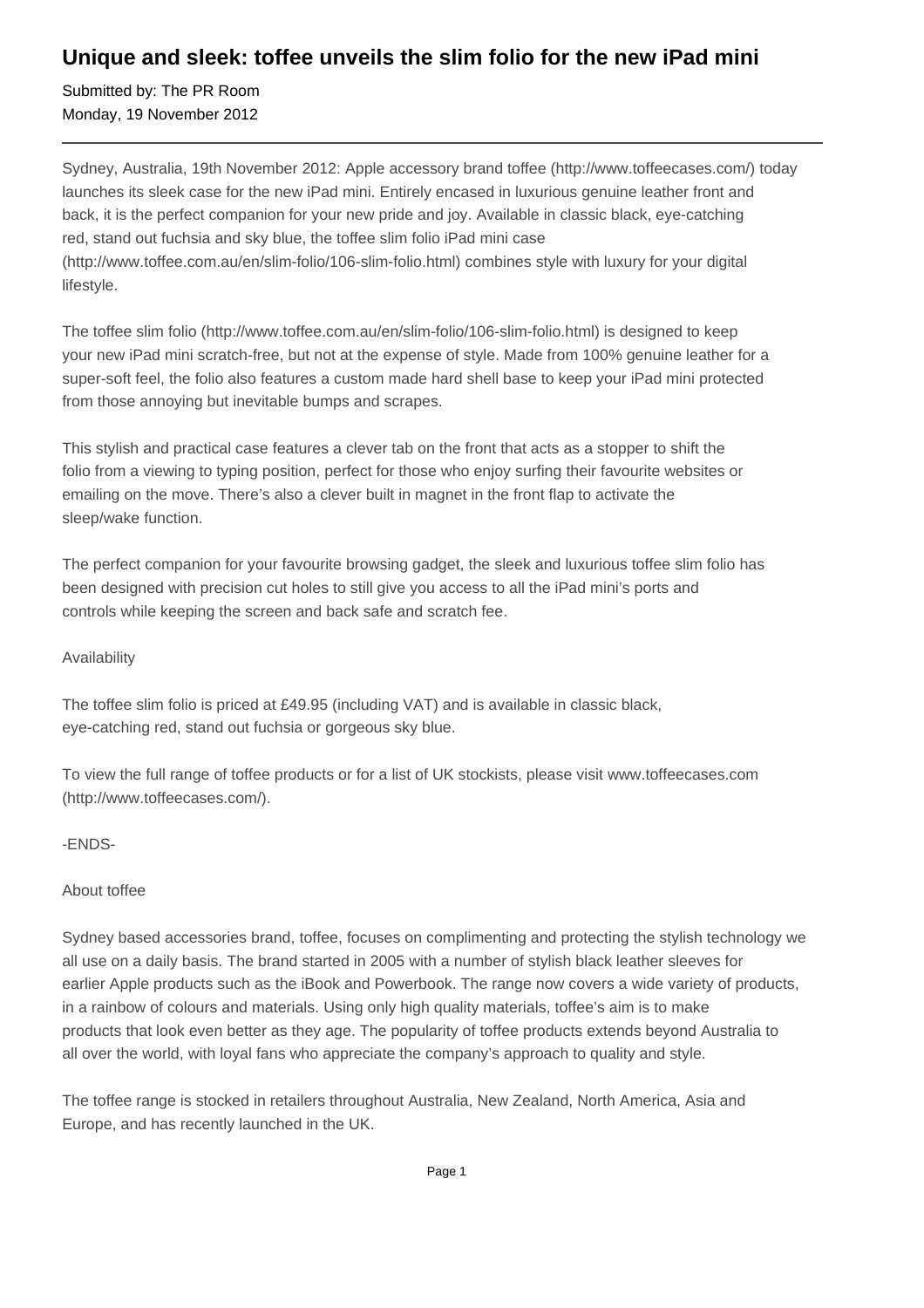# Unique and sleek: toffee unveils the slim folio for the new iPad mini

Submitted by: The PR Room
Monday, 19 November 2012

---

Sydney, Australia, 19th November 2012: Apple accessory brand toffee (http://www.toffeecases.com/) today launches its sleek case for the new iPad mini. Entirely encased in luxurious genuine leather front and back, it is the perfect companion for your new pride and joy. Available in classic black, eye-catching red, stand out fuchsia and sky blue, the toffee slim folio iPad mini case (http://www.toffee.com.au/en/slim-folio/106-slim-folio.html) combines style with luxury for your digital lifestyle.

The toffee slim folio (http://www.toffee.com.au/en/slim-folio/106-slim-folio.html) is designed to keep your new iPad mini scratch-free, but not at the expense of style. Made from 100% genuine leather for a super-soft feel, the folio also features a custom made hard shell base to keep your iPad mini protected from those annoying but inevitable bumps and scrapes.

This stylish and practical case features a clever tab on the front that acts as a stopper to shift the folio from a viewing to typing position, perfect for those who enjoy surfing their favourite websites or emailing on the move. There's also a clever built in magnet in the front flap to activate the sleep/wake function.

The perfect companion for your favourite browsing gadget, the sleek and luxurious toffee slim folio has been designed with precision cut holes to still give you access to all the iPad mini's ports and controls while keeping the screen and back safe and scratch fee.

Availability

The toffee slim folio is priced at £49.95 (including VAT) and is available in classic black, eye-catching red, stand out fuchsia or gorgeous sky blue.

To view the full range of toffee products or for a list of UK stockists, please visit www.toffeecases.com (http://www.toffeecases.com/).

-ENDS-

About toffee

Sydney based accessories brand, toffee, focuses on complimenting and protecting the stylish technology we all use on a daily basis. The brand started in 2005 with a number of stylish black leather sleeves for earlier Apple products such as the iBook and Powerbook. The range now covers a wide variety of products, in a rainbow of colours and materials. Using only high quality materials, toffee's aim is to make products that look even better as they age. The popularity of toffee products extends beyond Australia to all over the world, with loyal fans who appreciate the company's approach to quality and style.

The toffee range is stocked in retailers throughout Australia, New Zealand, North America, Asia and Europe, and has recently launched in the UK.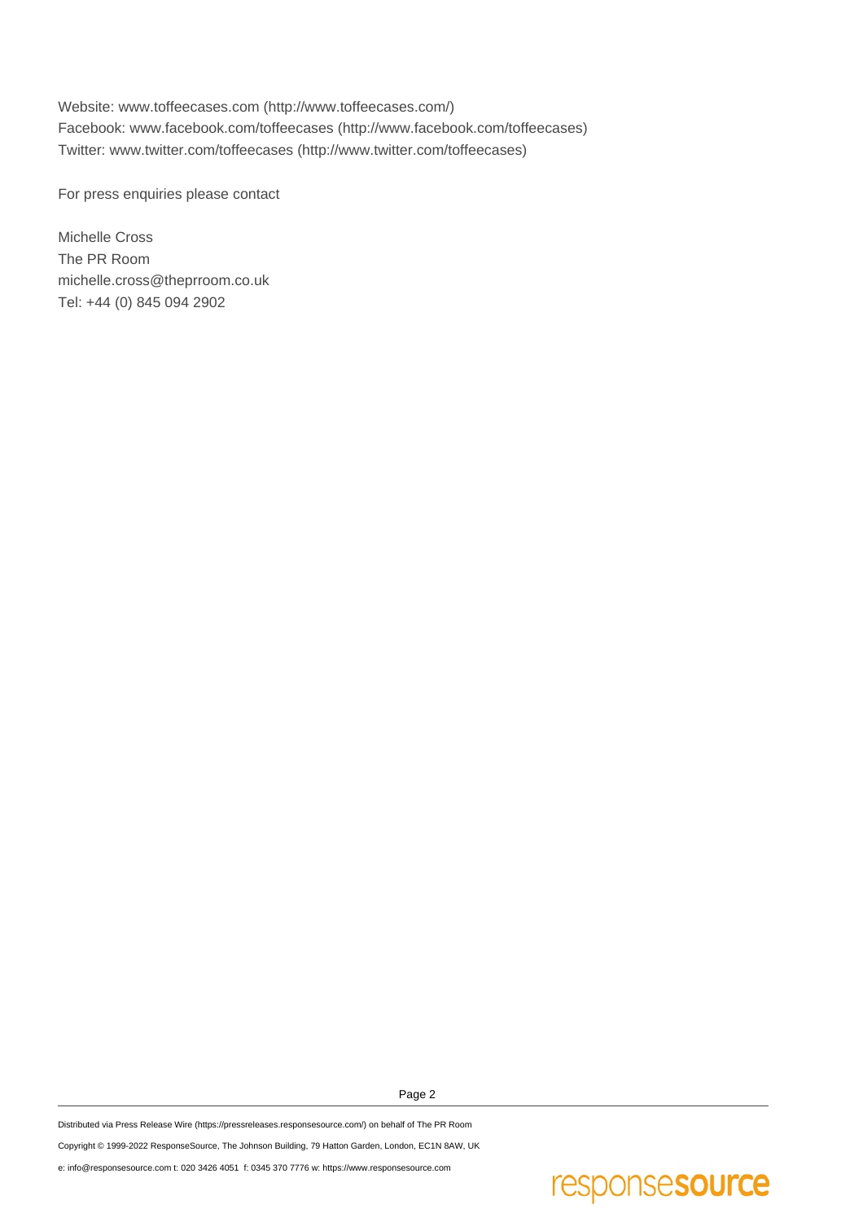Website: www.toffeecases.com (http://www.toffeecases.com/)
Facebook: www.facebook.com/toffeecases (http://www.facebook.com/toffeecases)
Twitter: www.twitter.com/toffeecases (http://www.twitter.com/toffeecases)

For press enquiries please contact

Michelle Cross
The PR Room
michelle.cross@theprroom.co.uk
Tel: +44 (0) 845 094 2902

Distributed via Press Release Wire (https://pressreleases.responsesource.com/) on behalf of The PR Room

Copyright © 1999-2022 ResponseSource, The Johnson Building, 79 Hatton Garden, London, EC1N 8AW, UK

e: info@responsesource.com t: 020 3426 4051 f: 0345 370 7776 w: https://www.responsesource.com